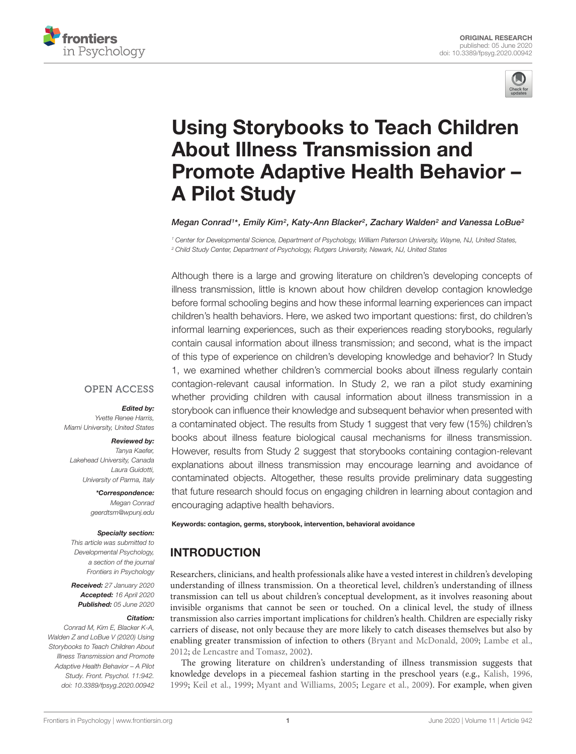ORIGINAL RESEARCH
published: 05 June 2020
doi: 10.3389/fpsyg.2020.00942

# Using Storybooks to Teach Children About Illness Transmission and Promote Adaptive Health Behavior – A Pilot Study

Megan Conrad[1]*, Emily Kim[2], Katy-Ann Blacker[2], Zachary Walden[2] and Vanessa LoBue[2]

[1] Center for Developmental Science, Department of Psychology, William Paterson University, Wayne, NJ, United States,
[2] Child Study Center, Department of Psychology, Rutgers University, Newark, NJ, United States

OPEN ACCESS

***Edited by:***
Yvette Renee Harris,
Miami University, United States

***Reviewed by:***
Tanya Kaefer,
Lakehead University, Canada
Laura Guidotti,
University of Parma, Italy

***\*Correspondence:***
Megan Conrad
geerdtsm@wpunj.edu

***Specialty section:***
This article was submitted to Developmental Psychology, a section of the journal Frontiers in Psychology

***Received:*** 27 January 2020
***Accepted:*** 16 April 2020
***Published:*** 05 June 2020

***Citation:***
Conrad M, Kim E, Blacker K-A, Walden Z and LoBue V (2020) Using Storybooks to Teach Children About Illness Transmission and Promote Adaptive Health Behavior – A Pilot Study. Front. Psychol. 11:942. doi: 10.3389/fpsyg.2020.00942

Although there is a large and growing literature on children's developing concepts of illness transmission, little is known about how children develop contagion knowledge before formal schooling begins and how these informal learning experiences can impact children's health behaviors. Here, we asked two important questions: first, do children's informal learning experiences, such as their experiences reading storybooks, regularly contain causal information about illness transmission; and second, what is the impact of this type of experience on children's developing knowledge and behavior? In Study 1, we examined whether children's commercial books about illness regularly contain contagion-relevant causal information. In Study 2, we ran a pilot study examining whether providing children with causal information about illness transmission in a storybook can influence their knowledge and subsequent behavior when presented with a contaminated object. The results from Study 1 suggest that very few (15%) children's books about illness feature biological causal mechanisms for illness transmission. However, results from Study 2 suggest that storybooks containing contagion-relevant explanations about illness transmission may encourage learning and avoidance of contaminated objects. Altogether, these results provide preliminary data suggesting that future research should focus on engaging children in learning about contagion and encouraging adaptive health behaviors.

**Keywords: contagion, germs, storybook, intervention, behavioral avoidance**

## INTRODUCTION

Researchers, clinicians, and health professionals alike have a vested interest in children's developing understanding of illness transmission. On a theoretical level, children's understanding of illness transmission can tell us about children's conceptual development, as it involves reasoning about invisible organisms that cannot be seen or touched. On a clinical level, the study of illness transmission also carries important implications for children's health. Children are especially risky carriers of disease, not only because they are more likely to catch diseases themselves but also by enabling greater transmission of infection to others (Bryant and McDonald, 2009; Lambe et al., 2012; de Lencastre and Tomasz, 2002).

The growing literature on children's understanding of illness transmission suggests that knowledge develops in a piecemeal fashion starting in the preschool years (e.g., Kalish, 1996, 1999; Keil et al., 1999; Myant and Williams, 2005; Legare et al., 2009). For example, when given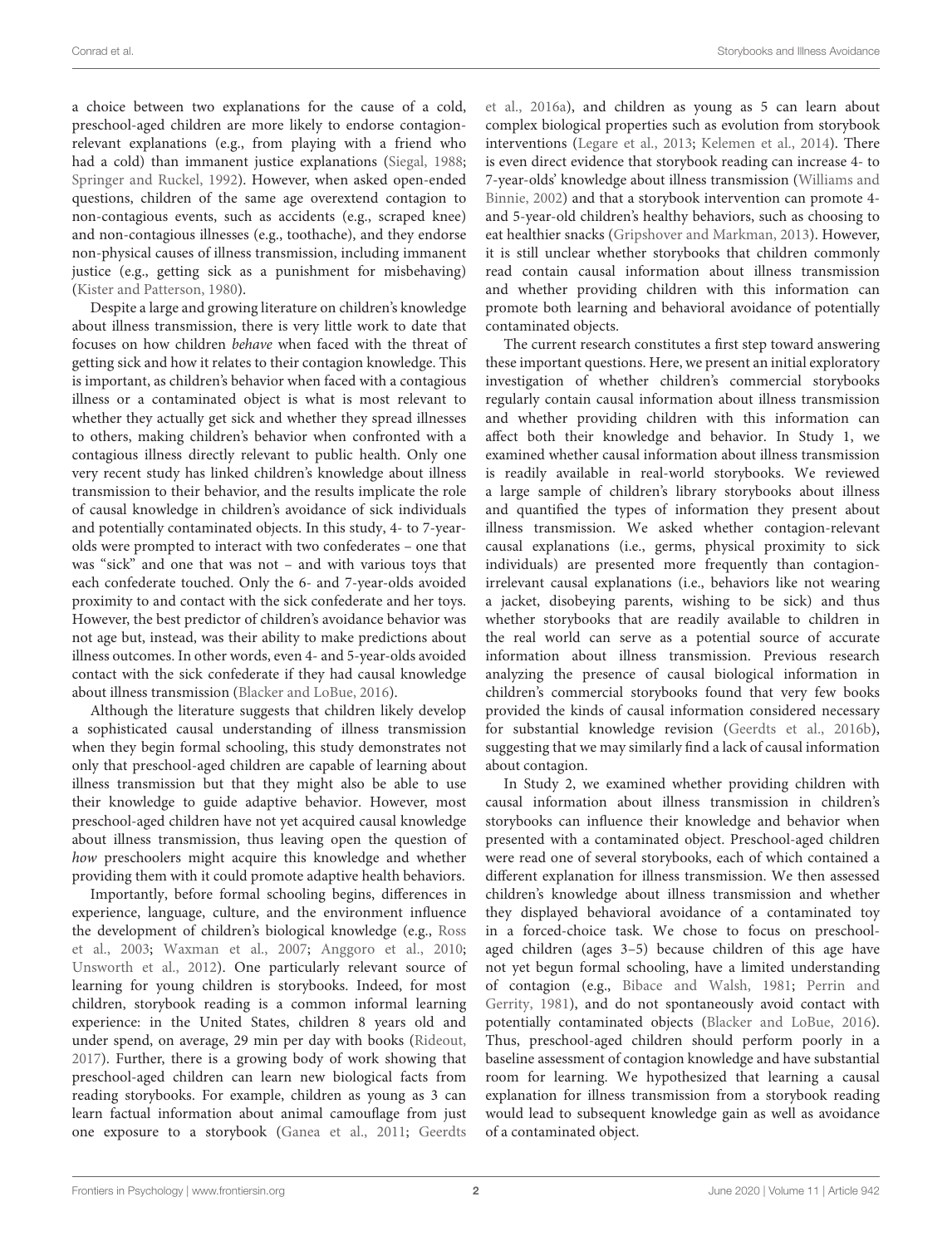a choice between two explanations for the cause of a cold, preschool-aged children are more likely to endorse contagion-relevant explanations (e.g., from playing with a friend who had a cold) than immanent justice explanations (Siegal, 1988; Springer and Ruckel, 1992). However, when asked open-ended questions, children of the same age overextend contagion to non-contagious events, such as accidents (e.g., scraped knee) and non-contagious illnesses (e.g., toothache), and they endorse non-physical causes of illness transmission, including immanent justice (e.g., getting sick as a punishment for misbehaving) (Kister and Patterson, 1980).

Despite a large and growing literature on children's knowledge about illness transmission, there is very little work to date that focuses on how children *behave* when faced with the threat of getting sick and how it relates to their contagion knowledge. This is important, as children's behavior when faced with a contagious illness or a contaminated object is what is most relevant to whether they actually get sick and whether they spread illnesses to others, making children's behavior when confronted with a contagious illness directly relevant to public health. Only one very recent study has linked children's knowledge about illness transmission to their behavior, and the results implicate the role of causal knowledge in children's avoidance of sick individuals and potentially contaminated objects. In this study, 4- to 7-year-olds were prompted to interact with two confederates – one that was "sick" and one that was not – and with various toys that each confederate touched. Only the 6- and 7-year-olds avoided proximity to and contact with the sick confederate and her toys. However, the best predictor of children's avoidance behavior was not age but, instead, was their ability to make predictions about illness outcomes. In other words, even 4- and 5-year-olds avoided contact with the sick confederate if they had causal knowledge about illness transmission (Blacker and LoBue, 2016).

Although the literature suggests that children likely develop a sophisticated causal understanding of illness transmission when they begin formal schooling, this study demonstrates not only that preschool-aged children are capable of learning about illness transmission but that they might also be able to use their knowledge to guide adaptive behavior. However, most preschool-aged children have not yet acquired causal knowledge about illness transmission, thus leaving open the question of *how* preschoolers might acquire this knowledge and whether providing them with it could promote adaptive health behaviors.

Importantly, before formal schooling begins, differences in experience, language, culture, and the environment influence the development of children's biological knowledge (e.g., Ross et al., 2003; Waxman et al., 2007; Anggoro et al., 2010; Unsworth et al., 2012). One particularly relevant source of learning for young children is storybooks. Indeed, for most children, storybook reading is a common informal learning experience: in the United States, children 8 years old and under spend, on average, 29 min per day with books (Rideout, 2017). Further, there is a growing body of work showing that preschool-aged children can learn new biological facts from reading storybooks. For example, children as young as 3 can learn factual information about animal camouflage from just one exposure to a storybook (Ganea et al., 2011; Geerdts et al., 2016a), and children as young as 5 can learn about complex biological properties such as evolution from storybook interventions (Legare et al., 2013; Kelemen et al., 2014). There is even direct evidence that storybook reading can increase 4- to 7-year-olds' knowledge about illness transmission (Williams and Binnie, 2002) and that a storybook intervention can promote 4- and 5-year-old children's healthy behaviors, such as choosing to eat healthier snacks (Gripshover and Markman, 2013). However, it is still unclear whether storybooks that children commonly read contain causal information about illness transmission and whether providing children with this information can promote both learning and behavioral avoidance of potentially contaminated objects.

The current research constitutes a first step toward answering these important questions. Here, we present an initial exploratory investigation of whether children's commercial storybooks regularly contain causal information about illness transmission and whether providing children with this information can affect both their knowledge and behavior. In Study 1, we examined whether causal information about illness transmission is readily available in real-world storybooks. We reviewed a large sample of children's library storybooks about illness and quantified the types of information they present about illness transmission. We asked whether contagion-relevant causal explanations (i.e., germs, physical proximity to sick individuals) are presented more frequently than contagion-irrelevant causal explanations (i.e., behaviors like not wearing a jacket, disobeying parents, wishing to be sick) and thus whether storybooks that are readily available to children in the real world can serve as a potential source of accurate information about illness transmission. Previous research analyzing the presence of causal biological information in children's commercial storybooks found that very few books provided the kinds of causal information considered necessary for substantial knowledge revision (Geerdts et al., 2016b), suggesting that we may similarly find a lack of causal information about contagion.

In Study 2, we examined whether providing children with causal information about illness transmission in children's storybooks can influence their knowledge and behavior when presented with a contaminated object. Preschool-aged children were read one of several storybooks, each of which contained a different explanation for illness transmission. We then assessed children's knowledge about illness transmission and whether they displayed behavioral avoidance of a contaminated toy in a forced-choice task. We chose to focus on preschool-aged children (ages 3–5) because children of this age have not yet begun formal schooling, have a limited understanding of contagion (e.g., Bibace and Walsh, 1981; Perrin and Gerrity, 1981), and do not spontaneously avoid contact with potentially contaminated objects (Blacker and LoBue, 2016). Thus, preschool-aged children should perform poorly in a baseline assessment of contagion knowledge and have substantial room for learning. We hypothesized that learning a causal explanation for illness transmission from a storybook reading would lead to subsequent knowledge gain as well as avoidance of a contaminated object.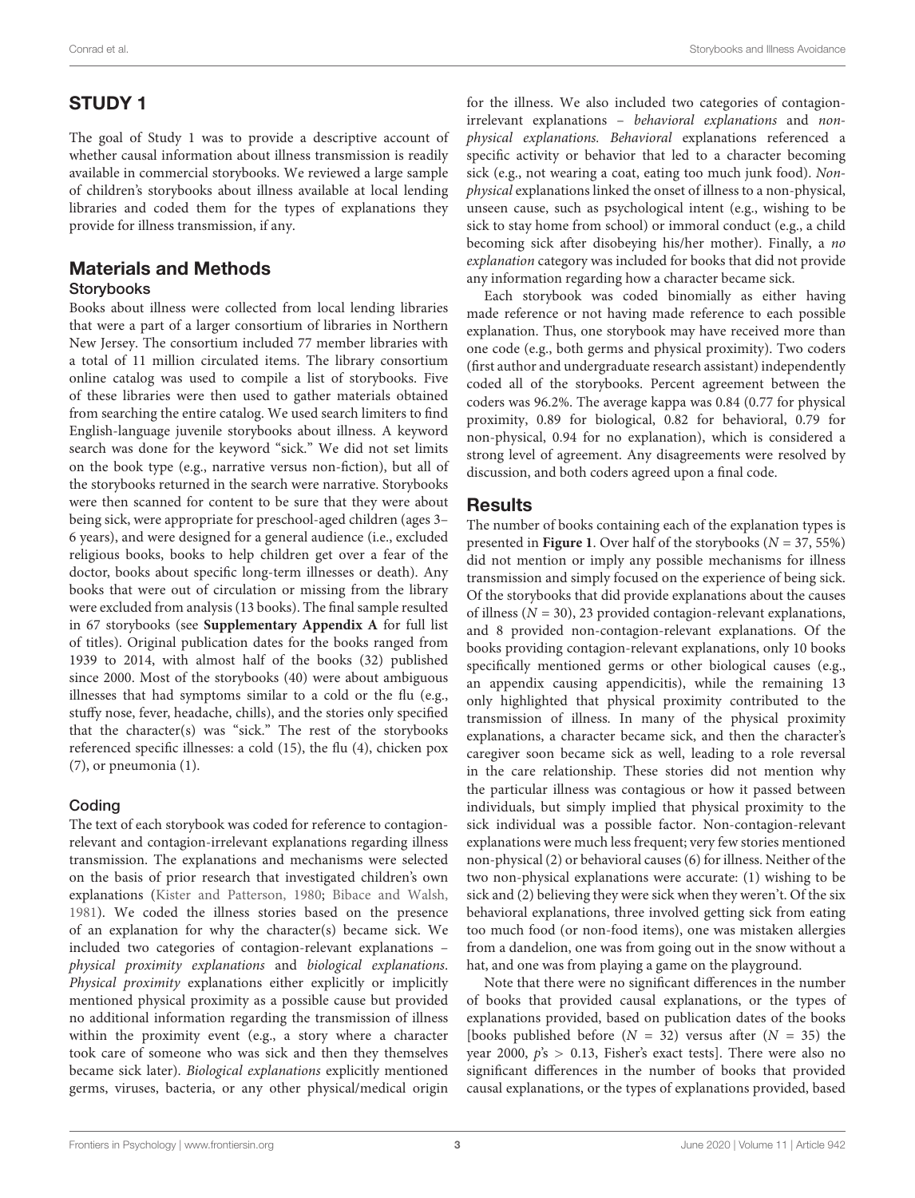## STUDY 1

The goal of Study 1 was to provide a descriptive account of whether causal information about illness transmission is readily available in commercial storybooks. We reviewed a large sample of children's storybooks about illness available at local lending libraries and coded them for the types of explanations they provide for illness transmission, if any.

## Materials and Methods

### Storybooks

Books about illness were collected from local lending libraries that were a part of a larger consortium of libraries in Northern New Jersey. The consortium included 77 member libraries with a total of 11 million circulated items. The library consortium online catalog was used to compile a list of storybooks. Five of these libraries were then used to gather materials obtained from searching the entire catalog. We used search limiters to find English-language juvenile storybooks about illness. A keyword search was done for the keyword "sick." We did not set limits on the book type (e.g., narrative versus non-fiction), but all of the storybooks returned in the search were narrative. Storybooks were then scanned for content to be sure that they were about being sick, were appropriate for preschool-aged children (ages 3–6 years), and were designed for a general audience (i.e., excluded religious books, books to help children get over a fear of the doctor, books about specific long-term illnesses or death). Any books that were out of circulation or missing from the library were excluded from analysis (13 books). The final sample resulted in 67 storybooks (see **Supplementary Appendix A** for full list of titles). Original publication dates for the books ranged from 1939 to 2014, with almost half of the books (32) published since 2000. Most of the storybooks (40) were about ambiguous illnesses that had symptoms similar to a cold or the flu (e.g., stuffy nose, fever, headache, chills), and the stories only specified that the character(s) was "sick." The rest of the storybooks referenced specific illnesses: a cold (15), the flu (4), chicken pox (7), or pneumonia (1).

### Coding

The text of each storybook was coded for reference to contagion-relevant and contagion-irrelevant explanations regarding illness transmission. The explanations and mechanisms were selected on the basis of prior research that investigated children's own explanations (Kister and Patterson, 1980; Bibace and Walsh, 1981). We coded the illness stories based on the presence of an explanation for why the character(s) became sick. We included two categories of contagion-relevant explanations – *physical proximity explanations* and *biological explanations*. *Physical proximity* explanations either explicitly or implicitly mentioned physical proximity as a possible cause but provided no additional information regarding the transmission of illness within the proximity event (e.g., a story where a character took care of someone who was sick and then they themselves became sick later). *Biological explanations* explicitly mentioned germs, viruses, bacteria, or any other physical/medical origin for the illness. We also included two categories of contagion-irrelevant explanations – *behavioral explanations* and *non-physical explanations*. *Behavioral* explanations referenced a specific activity or behavior that led to a character becoming sick (e.g., not wearing a coat, eating too much junk food). *Non-physical* explanations linked the onset of illness to a non-physical, unseen cause, such as psychological intent (e.g., wishing to be sick to stay home from school) or immoral conduct (e.g., a child becoming sick after disobeying his/her mother). Finally, a *no explanation* category was included for books that did not provide any information regarding how a character became sick.

Each storybook was coded binomially as either having made reference or not having made reference to each possible explanation. Thus, one storybook may have received more than one code (e.g., both germs and physical proximity). Two coders (first author and undergraduate research assistant) independently coded all of the storybooks. Percent agreement between the coders was 96.2%. The average kappa was 0.84 (0.77 for physical proximity, 0.89 for biological, 0.82 for behavioral, 0.79 for non-physical, 0.94 for no explanation), which is considered a strong level of agreement. Any disagreements were resolved by discussion, and both coders agreed upon a final code.

## Results

The number of books containing each of the explanation types is presented in **Figure 1**. Over half of the storybooks ($N = 37$, 55%) did not mention or imply any possible mechanisms for illness transmission and simply focused on the experience of being sick. Of the storybooks that did provide explanations about the causes of illness ($N = 30$), 23 provided contagion-relevant explanations, and 8 provided non-contagion-relevant explanations. Of the books providing contagion-relevant explanations, only 10 books specifically mentioned germs or other biological causes (e.g., an appendix causing appendicitis), while the remaining 13 only highlighted that physical proximity contributed to the transmission of illness. In many of the physical proximity explanations, a character became sick, and then the character's caregiver soon became sick as well, leading to a role reversal in the care relationship. These stories did not mention why the particular illness was contagious or how it passed between individuals, but simply implied that physical proximity to the sick individual was a possible factor. Non-contagion-relevant explanations were much less frequent; very few stories mentioned non-physical (2) or behavioral causes (6) for illness. Neither of the two non-physical explanations were accurate: (1) wishing to be sick and (2) believing they were sick when they weren't. Of the six behavioral explanations, three involved getting sick from eating too much food (or non-food items), one was mistaken allergies from a dandelion, one was from going out in the snow without a hat, and one was from playing a game on the playground.

Note that there were no significant differences in the number of books that provided causal explanations, or the types of explanations provided, based on publication dates of the books [books published before ($N = 32$) versus after ($N = 35$) the year 2000, $p$'s $> 0.13$, Fisher's exact tests]. There were also no significant differences in the number of books that provided causal explanations, or the types of explanations provided, based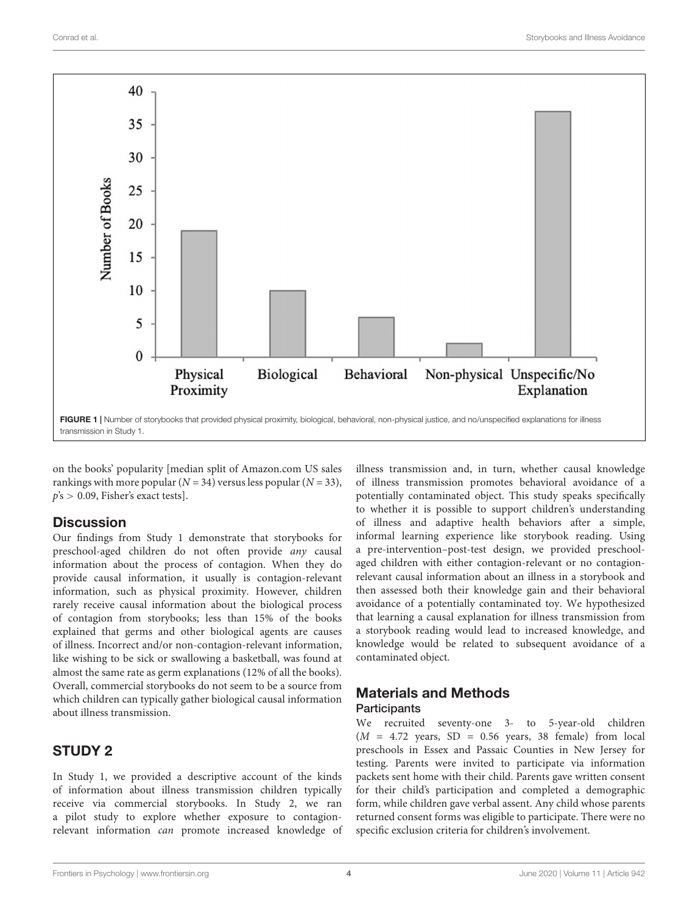FIGURE 1 | Number of storybooks that provided physical proximity, biological, behavioral, non-physical justice, and no/unspecified explanations for illness transmission in Study 1.

on the books' popularity [median split of Amazon.com US sales rankings with more popular ($N = 34$) versus less popular ($N = 33$), $p$'s $> 0.09$, Fisher's exact tests].

## Discussion

Our findings from Study 1 demonstrate that storybooks for preschool-aged children do not often provide *any* causal information about the process of contagion. When they do provide causal information, it usually is contagion-relevant information, such as physical proximity. However, children rarely receive causal information about the biological process of contagion from storybooks; less than 15% of the books explained that germs and other biological agents are causes of illness. Incorrect and/or non-contagion-relevant information, like wishing to be sick or swallowing a basketball, was found at almost the same rate as germ explanations (12% of all the books). Overall, commercial storybooks do not seem to be a source from which children can typically gather biological causal information about illness transmission.

# STUDY 2

In Study 1, we provided a descriptive account of the kinds of information about illness transmission children typically receive via commercial storybooks. In Study 2, we ran a pilot study to explore whether exposure to contagion-relevant information *can* promote increased knowledge of illness transmission and, in turn, whether causal knowledge of illness transmission promotes behavioral avoidance of a potentially contaminated object. This study speaks specifically to whether it is possible to support children's understanding of illness and adaptive health behaviors after a simple, informal learning experience like storybook reading. Using a pre-intervention–post-test design, we provided preschool-aged children with either contagion-relevant or no contagion-relevant causal information about an illness in a storybook and then assessed both their knowledge gain and their behavioral avoidance of a potentially contaminated toy. We hypothesized that learning a causal explanation for illness transmission from a storybook reading would lead to increased knowledge, and knowledge would be related to subsequent avoidance of a contaminated object.

## Materials and Methods

### Participants

We recruited seventy-one 3- to 5-year-old children ($M$ = 4.72 years, SD = 0.56 years, 38 female) from local preschools in Essex and Passaic Counties in New Jersey for testing. Parents were invited to participate via information packets sent home with their child. Parents gave written consent for their child's participation and completed a demographic form, while children gave verbal assent. Any child whose parents returned consent forms was eligible to participate. There were no specific exclusion criteria for children's involvement.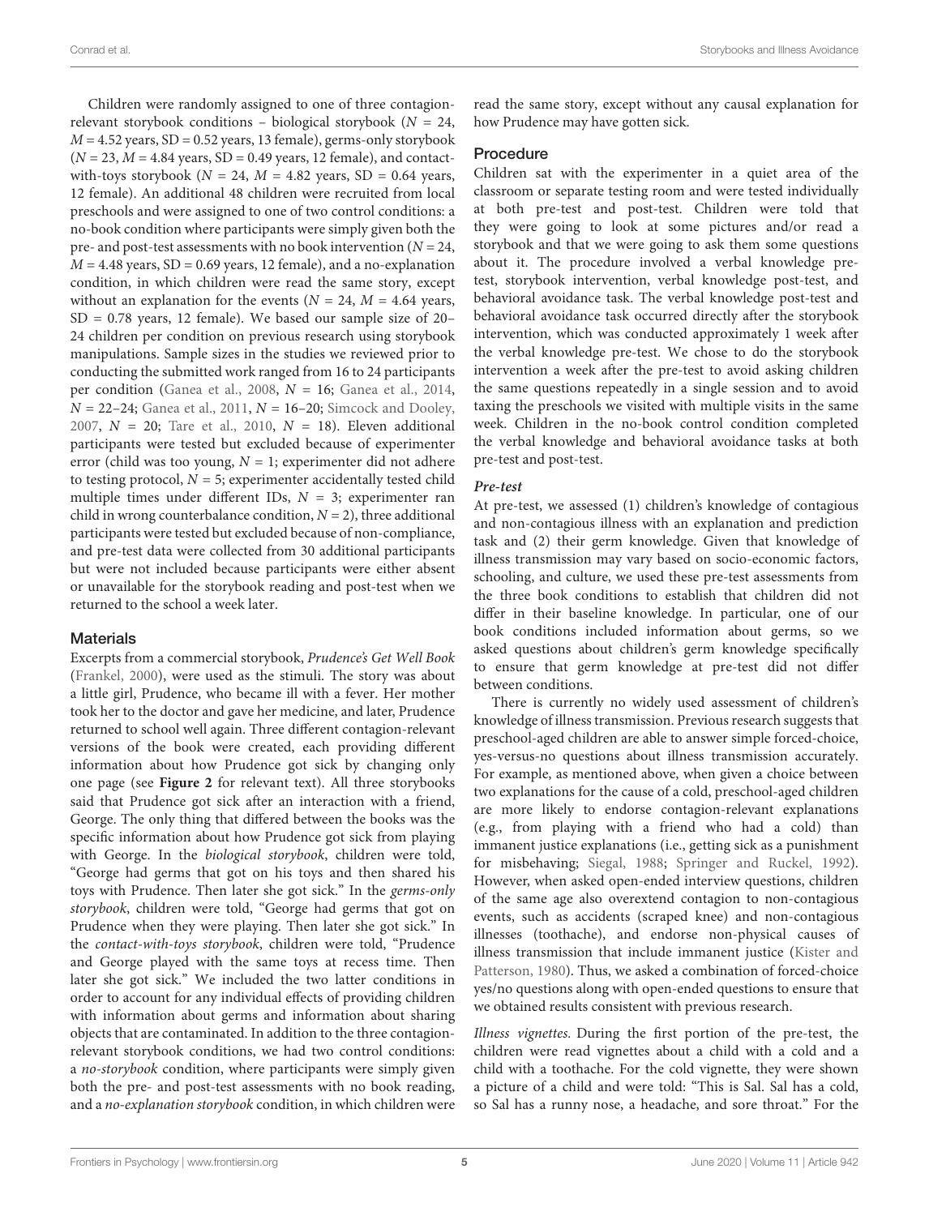Children were randomly assigned to one of three contagion-relevant storybook conditions – biological storybook ($N$ = 24, $M$ = 4.52 years, SD = 0.52 years, 13 female), germs-only storybook ($N$ = 23, $M$ = 4.84 years, SD = 0.49 years, 12 female), and contact-with-toys storybook ($N$ = 24, $M$ = 4.82 years, SD = 0.64 years, 12 female). An additional 48 children were recruited from local preschools and were assigned to one of two control conditions: a no-book condition where participants were simply given both the pre- and post-test assessments with no book intervention ($N$ = 24, $M$ = 4.48 years, SD = 0.69 years, 12 female), and a no-explanation condition, in which children were read the same story, except without an explanation for the events ($N$ = 24, $M$ = 4.64 years, SD = 0.78 years, 12 female). We based our sample size of 20–24 children per condition on previous research using storybook manipulations. Sample sizes in the studies we reviewed prior to conducting the submitted work ranged from 16 to 24 participants per condition (Ganea et al., 2008, $N$ = 16; Ganea et al., 2014, $N$ = 22–24; Ganea et al., 2011, $N$ = 16–20; Simcock and Dooley, 2007, $N$ = 20; Tare et al., 2010, $N$ = 18). Eleven additional participants were tested but excluded because of experimenter error (child was too young, $N$ = 1; experimenter did not adhere to testing protocol, $N$ = 5; experimenter accidentally tested child multiple times under different IDs, $N$ = 3; experimenter ran child in wrong counterbalance condition, $N$ = 2), three additional participants were tested but excluded because of non-compliance, and pre-test data were collected from 30 additional participants but were not included because participants were either absent or unavailable for the storybook reading and post-test when we returned to the school a week later.

## Materials

Excerpts from a commercial storybook, *Prudence's Get Well Book* (Frankel, 2000), were used as the stimuli. The story was about a little girl, Prudence, who became ill with a fever. Her mother took her to the doctor and gave her medicine, and later, Prudence returned to school well again. Three different contagion-relevant versions of the book were created, each providing different information about how Prudence got sick by changing only one page (see **Figure 2** for relevant text). All three storybooks said that Prudence got sick after an interaction with a friend, George. The only thing that differed between the books was the specific information about how Prudence got sick from playing with George. In the *biological storybook*, children were told, "George had germs that got on his toys and then shared his toys with Prudence. Then later she got sick." In the *germs-only storybook*, children were told, "George had germs that got on Prudence when they were playing. Then later she got sick." In the *contact-with-toys storybook*, children were told, "Prudence and George played with the same toys at recess time. Then later she got sick." We included the two latter conditions in order to account for any individual effects of providing children with information about germs and information about sharing objects that are contaminated. In addition to the three contagion-relevant storybook conditions, we had two control conditions: a *no-storybook* condition, where participants were simply given both the pre- and post-test assessments with no book reading, and a *no-explanation storybook* condition, in which children were read the same story, except without any causal explanation for how Prudence may have gotten sick.

## Procedure

Children sat with the experimenter in a quiet area of the classroom or separate testing room and were tested individually at both pre-test and post-test. Children were told that they were going to look at some pictures and/or read a storybook and that we were going to ask them some questions about it. The procedure involved a verbal knowledge pre-test, storybook intervention, verbal knowledge post-test, and behavioral avoidance task. The verbal knowledge post-test and behavioral avoidance task occurred directly after the storybook intervention, which was conducted approximately 1 week after the verbal knowledge pre-test. We chose to do the storybook intervention a week after the pre-test to avoid asking children the same questions repeatedly in a single session and to avoid taxing the preschools we visited with multiple visits in the same week. Children in the no-book control condition completed the verbal knowledge and behavioral avoidance tasks at both pre-test and post-test.

### *Pre-test*

At pre-test, we assessed (1) children's knowledge of contagious and non-contagious illness with an explanation and prediction task and (2) their germ knowledge. Given that knowledge of illness transmission may vary based on socio-economic factors, schooling, and culture, we used these pre-test assessments from the three book conditions to establish that children did not differ in their baseline knowledge. In particular, one of our book conditions included information about germs, so we asked questions about children's germ knowledge specifically to ensure that germ knowledge at pre-test did not differ between conditions.

There is currently no widely used assessment of children's knowledge of illness transmission. Previous research suggests that preschool-aged children are able to answer simple forced-choice, yes-versus-no questions about illness transmission accurately. For example, as mentioned above, when given a choice between two explanations for the cause of a cold, preschool-aged children are more likely to endorse contagion-relevant explanations (e.g., from playing with a friend who had a cold) than immanent justice explanations (i.e., getting sick as a punishment for misbehaving; Siegal, 1988; Springer and Ruckel, 1992). However, when asked open-ended interview questions, children of the same age also overextend contagion to non-contagious events, such as accidents (scraped knee) and non-contagious illnesses (toothache), and endorse non-physical causes of illness transmission that include immanent justice (Kister and Patterson, 1980). Thus, we asked a combination of forced-choice yes/no questions along with open-ended questions to ensure that we obtained results consistent with previous research.

*Illness vignettes.* During the first portion of the pre-test, the children were read vignettes about a child with a cold and a child with a toothache. For the cold vignette, they were shown a picture of a child and were told: "This is Sal. Sal has a cold, so Sal has a runny nose, a headache, and sore throat." For the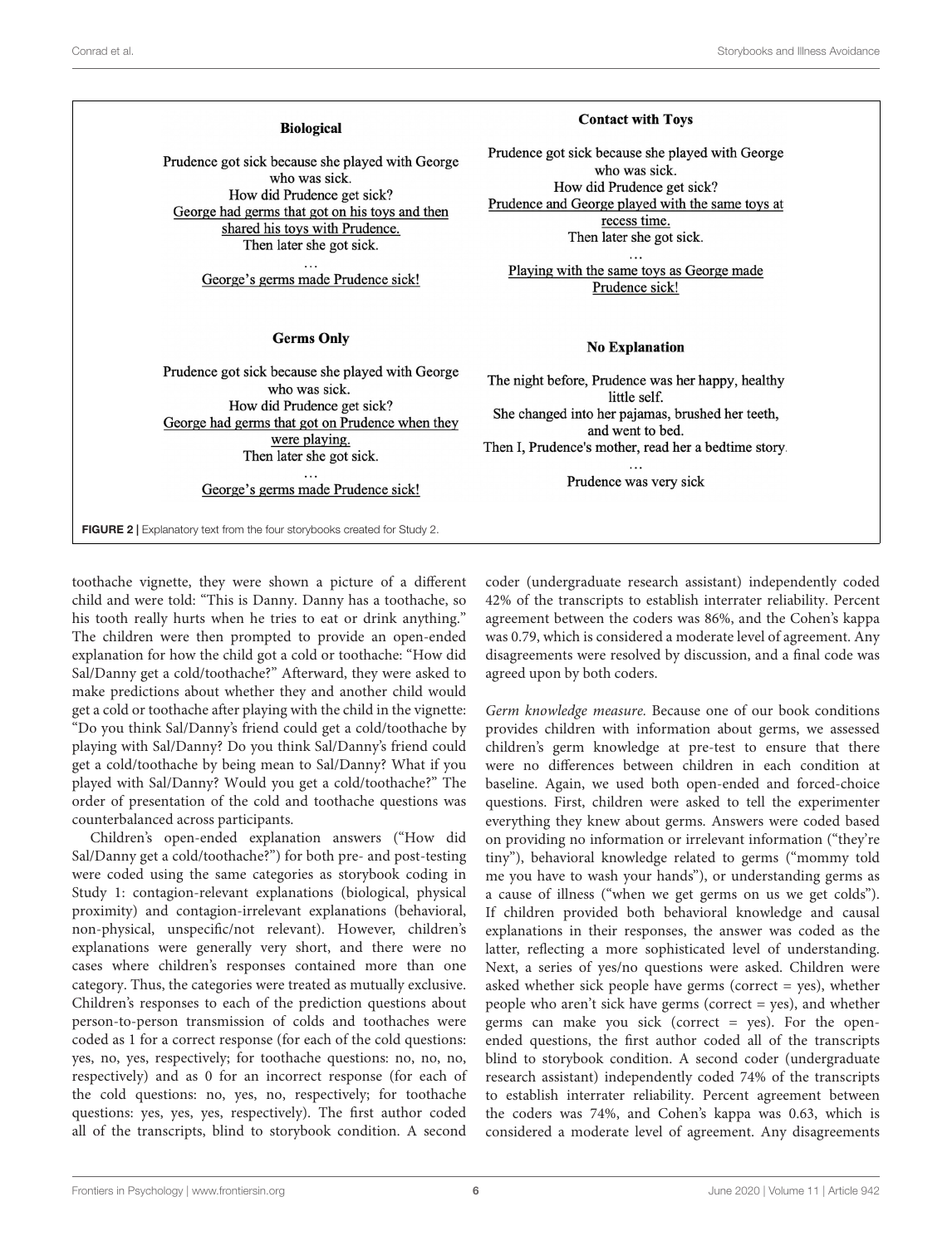**Biological**

Prudence got sick because she played with George who was sick.
How did Prudence get sick?
George had germs that got on his toys and then shared his toys with Prudence.
Then later she got sick.
…
George's germs made Prudence sick!

**Contact with Toys**

Prudence got sick because she played with George who was sick.
How did Prudence get sick?
Prudence and George played with the same toys at recess time.
Then later she got sick.
…
Playing with the same toys as George made Prudence sick!

**Germs Only**

Prudence got sick because she played with George who was sick.
How did Prudence get sick?
George had germs that got on Prudence when they were playing.
Then later she got sick.
…
George's germs made Prudence sick!

**No Explanation**

The night before, Prudence was her happy, healthy little self.
She changed into her pajamas, brushed her teeth, and went to bed.
Then I, Prudence's mother, read her a bedtime story.
…
Prudence was very sick

**FIGURE 2** | Explanatory text from the four storybooks created for Study 2.

toothache vignette, they were shown a picture of a different child and were told: "This is Danny. Danny has a toothache, so his tooth really hurts when he tries to eat or drink anything." The children were then prompted to provide an open-ended explanation for how the child got a cold or toothache: "How did Sal/Danny get a cold/toothache?" Afterward, they were asked to make predictions about whether they and another child would get a cold or toothache after playing with the child in the vignette: "Do you think Sal/Danny's friend could get a cold/toothache by playing with Sal/Danny? Do you think Sal/Danny's friend could get a cold/toothache by being mean to Sal/Danny? What if you played with Sal/Danny? Would you get a cold/toothache?" The order of presentation of the cold and toothache questions was counterbalanced across participants.

Children's open-ended explanation answers ("How did Sal/Danny get a cold/toothache?") for both pre- and post-testing were coded using the same categories as storybook coding in Study 1: contagion-relevant explanations (biological, physical proximity) and contagion-irrelevant explanations (behavioral, non-physical, unspecific/not relevant). However, children's explanations were generally very short, and there were no cases where children's responses contained more than one category. Thus, the categories were treated as mutually exclusive. Children's responses to each of the prediction questions about person-to-person transmission of colds and toothaches were coded as 1 for a correct response (for each of the cold questions: yes, no, yes, respectively; for toothache questions: no, no, no, respectively) and as 0 for an incorrect response (for each of the cold questions: no, yes, no, respectively; for toothache questions: yes, yes, yes, respectively). The first author coded all of the transcripts, blind to storybook condition. A second coder (undergraduate research assistant) independently coded 42% of the transcripts to establish interrater reliability. Percent agreement between the coders was 86%, and the Cohen's kappa was 0.79, which is considered a moderate level of agreement. Any disagreements were resolved by discussion, and a final code was agreed upon by both coders.

*Germ knowledge measure.* Because one of our book conditions provides children with information about germs, we assessed children's germ knowledge at pre-test to ensure that there were no differences between children in each condition at baseline. Again, we used both open-ended and forced-choice questions. First, children were asked to tell the experimenter everything they knew about germs. Answers were coded based on providing no information or irrelevant information ("they're tiny"), behavioral knowledge related to germs ("mommy told me you have to wash your hands"), or understanding germs as a cause of illness ("when we get germs on us we get colds"). If children provided both behavioral knowledge and causal explanations in their responses, the answer was coded as the latter, reflecting a more sophisticated level of understanding. Next, a series of yes/no questions were asked. Children were asked whether sick people have germs (correct = yes), whether people who aren't sick have germs (correct = yes), and whether germs can make you sick (correct = yes). For the open-ended questions, the first author coded all of the transcripts blind to storybook condition. A second coder (undergraduate research assistant) independently coded 74% of the transcripts to establish interrater reliability. Percent agreement between the coders was 74%, and Cohen's kappa was 0.63, which is considered a moderate level of agreement. Any disagreements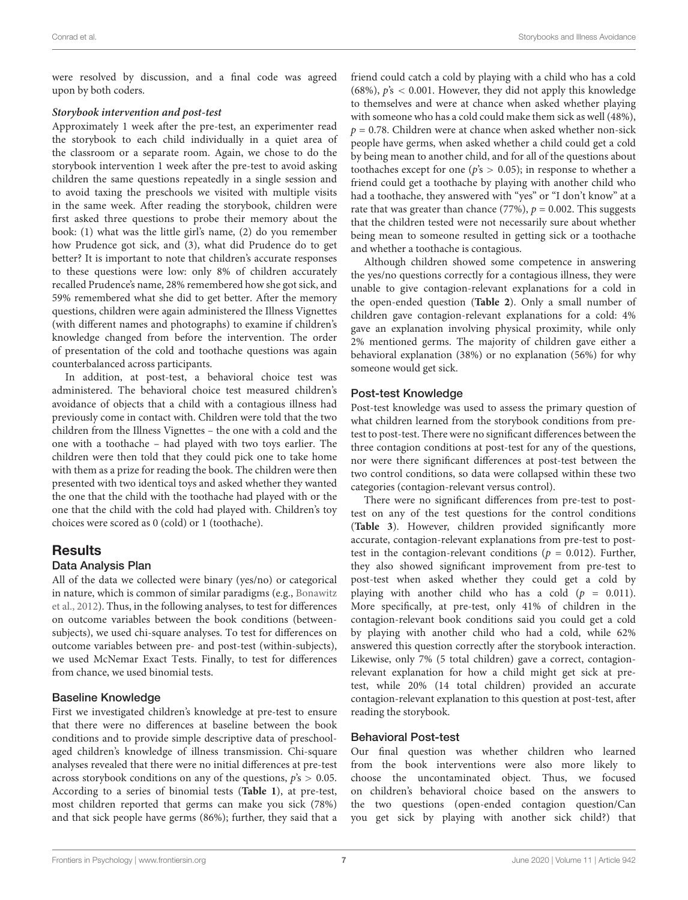were resolved by discussion, and a final code was agreed upon by both coders.

#### *Storybook intervention and post-test*

Approximately 1 week after the pre-test, an experimenter read the storybook to each child individually in a quiet area of the classroom or a separate room. Again, we chose to do the storybook intervention 1 week after the pre-test to avoid asking children the same questions repeatedly in a single session and to avoid taxing the preschools we visited with multiple visits in the same week. After reading the storybook, children were first asked three questions to probe their memory about the book: (1) what was the little girl's name, (2) do you remember how Prudence got sick, and (3), what did Prudence do to get better? It is important to note that children's accurate responses to these questions were low: only 8% of children accurately recalled Prudence's name, 28% remembered how she got sick, and 59% remembered what she did to get better. After the memory questions, children were again administered the Illness Vignettes (with different names and photographs) to examine if children's knowledge changed from before the intervention. The order of presentation of the cold and toothache questions was again counterbalanced across participants.

In addition, at post-test, a behavioral choice test was administered. The behavioral choice test measured children's avoidance of objects that a child with a contagious illness had previously come in contact with. Children were told that the two children from the Illness Vignettes – the one with a cold and the one with a toothache – had played with two toys earlier. The children were then told that they could pick one to take home with them as a prize for reading the book. The children were then presented with two identical toys and asked whether they wanted the one that the child with the toothache had played with or the one that the child with the cold had played with. Children's toy choices were scored as 0 (cold) or 1 (toothache).

## Results

### Data Analysis Plan

All of the data we collected were binary (yes/no) or categorical in nature, which is common of similar paradigms (e.g., Bonawitz et al., 2012). Thus, in the following analyses, to test for differences on outcome variables between the book conditions (between-subjects), we used chi-square analyses. To test for differences on outcome variables between pre- and post-test (within-subjects), we used McNemar Exact Tests. Finally, to test for differences from chance, we used binomial tests.

### Baseline Knowledge

First we investigated children's knowledge at pre-test to ensure that there were no differences at baseline between the book conditions and to provide simple descriptive data of preschool-aged children's knowledge of illness transmission. Chi-square analyses revealed that there were no initial differences at pre-test across storybook conditions on any of the questions, $p$'s $> 0.05$. According to a series of binomial tests (**Table 1**), at pre-test, most children reported that germs can make you sick (78%) and that sick people have germs (86%); further, they said that a friend could catch a cold by playing with a child who has a cold (68%), $p$'s $< 0.001$. However, they did not apply this knowledge to themselves and were at chance when asked whether playing with someone who has a cold could make them sick as well (48%), $p = 0.78$. Children were at chance when asked whether non-sick people have germs, when asked whether a child could get a cold by being mean to another child, and for all of the questions about toothaches except for one ($p$'s $> 0.05$); in response to whether a friend could get a toothache by playing with another child who had a toothache, they answered with "yes" or "I don't know" at a rate that was greater than chance (77%), $p = 0.002$. This suggests that the children tested were not necessarily sure about whether being mean to someone resulted in getting sick or a toothache and whether a toothache is contagious.

Although children showed some competence in answering the yes/no questions correctly for a contagious illness, they were unable to give contagion-relevant explanations for a cold in the open-ended question (**Table 2**). Only a small number of children gave contagion-relevant explanations for a cold: 4% gave an explanation involving physical proximity, while only 2% mentioned germs. The majority of children gave either a behavioral explanation (38%) or no explanation (56%) for why someone would get sick.

### Post-test Knowledge

Post-test knowledge was used to assess the primary question of what children learned from the storybook conditions from pre-test to post-test. There were no significant differences between the three contagion conditions at post-test for any of the questions, nor were there significant differences at post-test between the two control conditions, so data were collapsed within these two categories (contagion-relevant versus control).

There were no significant differences from pre-test to post-test on any of the test questions for the control conditions (**Table 3**). However, children provided significantly more accurate, contagion-relevant explanations from pre-test to post-test in the contagion-relevant conditions ($p = 0.012$). Further, they also showed significant improvement from pre-test to post-test when asked whether they could get a cold by playing with another child who has a cold ($p = 0.011$). More specifically, at pre-test, only 41% of children in the contagion-relevant book conditions said you could get a cold by playing with another child who had a cold, while 62% answered this question correctly after the storybook interaction. Likewise, only 7% (5 total children) gave a correct, contagion-relevant explanation for how a child might get sick at pre-test, while 20% (14 total children) provided an accurate contagion-relevant explanation to this question at post-test, after reading the storybook.

### Behavioral Post-test

Our final question was whether children who learned from the book interventions were also more likely to choose the uncontaminated object. Thus, we focused on children's behavioral choice based on the answers to the two questions (open-ended contagion question/Can you get sick by playing with another sick child?) that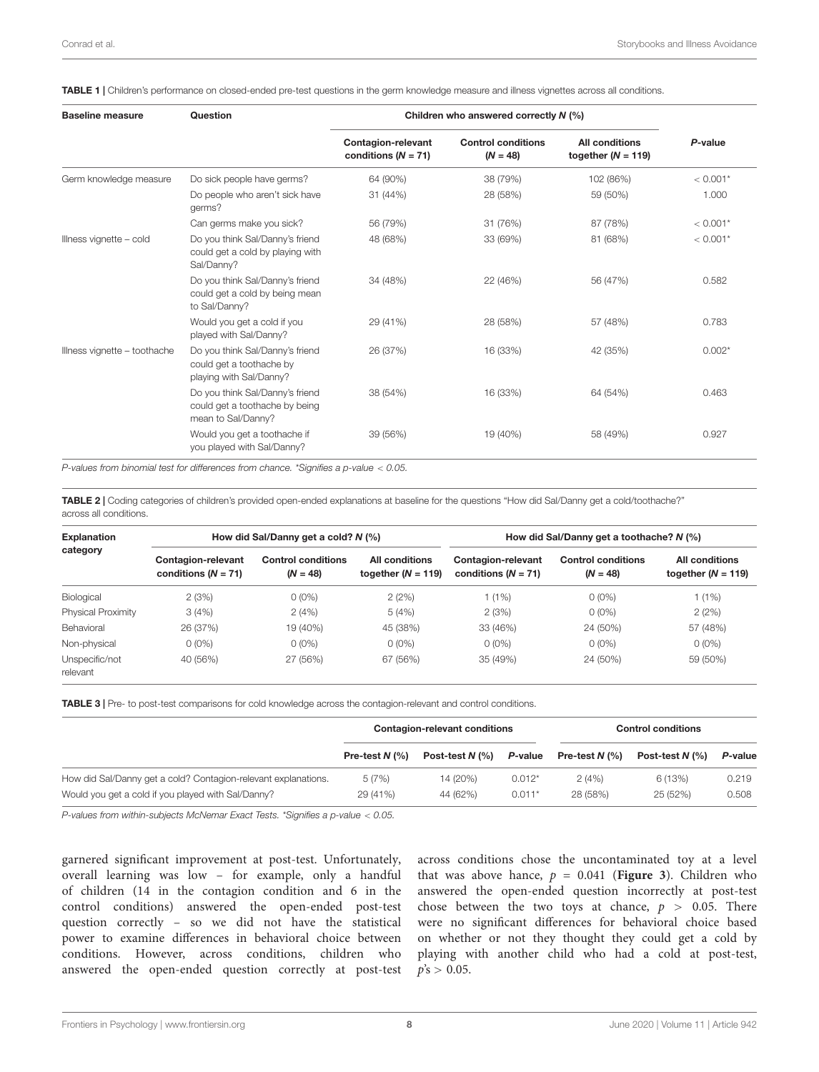**TABLE 1** | Children's performance on closed-ended pre-test questions in the germ knowledge measure and illness vignettes across all conditions.

| Baseline measure | Question | Children who answered correctly N (%) | | | P-value |
|---|---|---|---|---|---|
| | | Contagion-relevant conditions (N = 71) | Control conditions (N = 48) | All conditions together (N = 119) | |
| Germ knowledge measure | Do sick people have germs? | 64 (90%) | 38 (79%) | 102 (86%) | < 0.001* |
| | Do people who aren't sick have germs? | 31 (44%) | 28 (58%) | 59 (50%) | 1.000 |
| | Can germs make you sick? | 56 (79%) | 31 (76%) | 87 (78%) | < 0.001* |
| Illness vignette – cold | Do you think Sal/Danny's friend could get a cold by playing with Sal/Danny? | 48 (68%) | 33 (69%) | 81 (68%) | < 0.001* |
| | Do you think Sal/Danny's friend could get a cold by being mean to Sal/Danny? | 34 (48%) | 22 (46%) | 56 (47%) | 0.582 |
| | Would you get a cold if you played with Sal/Danny? | 29 (41%) | 28 (58%) | 57 (48%) | 0.783 |
| Illness vignette – toothache | Do you think Sal/Danny's friend could get a toothache by playing with Sal/Danny? | 26 (37%) | 16 (33%) | 42 (35%) | 0.002* |
| | Do you think Sal/Danny's friend could get a toothache by being mean to Sal/Danny? | 38 (54%) | 16 (33%) | 64 (54%) | 0.463 |
| | Would you get a toothache if you played with Sal/Danny? | 39 (56%) | 19 (40%) | 58 (49%) | 0.927 |

*P-values from binomial test for differences from chance. \*Signifies a p-value < 0.05.*

**TABLE 2** | Coding categories of children's provided open-ended explanations at baseline for the questions "How did Sal/Danny get a cold/toothache?" across all conditions.

| Explanation category | How did Sal/Danny get a cold? N (%) | | | How did Sal/Danny get a toothache? N (%) | | |
|---|---|---|---|---|---|---|
| | Contagion-relevant conditions (N = 71) | Control conditions (N = 48) | All conditions together (N = 119) | Contagion-relevant conditions (N = 71) | Control conditions (N = 48) | All conditions together (N = 119) |
| Biological | 2 (3%) | 0 (0%) | 2 (2%) | 1 (1%) | 0 (0%) | 1 (1%) |
| Physical Proximity | 3 (4%) | 2 (4%) | 5 (4%) | 2 (3%) | 0 (0%) | 2 (2%) |
| Behavioral | 26 (37%) | 19 (40%) | 45 (38%) | 33 (46%) | 24 (50%) | 57 (48%) |
| Non-physical | 0 (0%) | 0 (0%) | 0 (0%) | 0 (0%) | 0 (0%) | 0 (0%) |
| Unspecific/not relevant | 40 (56%) | 27 (56%) | 67 (56%) | 35 (49%) | 24 (50%) | 59 (50%) |

**TABLE 3** | Pre- to post-test comparisons for cold knowledge across the contagion-relevant and control conditions.

| | Contagion-relevant conditions | | | Control conditions | | |
|---|---|---|---|---|---|---|
| | Pre-test N (%) | Post-test N (%) | P-value | Pre-test N (%) | Post-test N (%) | P-value |
| How did Sal/Danny get a cold? Contagion-relevant explanations. | 5 (7%) | 14 (20%) | 0.012* | 2 (4%) | 6 (13%) | 0.219 |
| Would you get a cold if you played with Sal/Danny? | 29 (41%) | 44 (62%) | 0.011* | 28 (58%) | 25 (52%) | 0.508 |

*P-values from within-subjects McNemar Exact Tests. \*Signifies a p-value < 0.05.*

garnered significant improvement at post-test. Unfortunately, overall learning was low – for example, only a handful of children (14 in the contagion condition and 6 in the control conditions) answered the open-ended post-test question correctly – so we did not have the statistical power to examine differences in behavioral choice between conditions. However, across conditions, children who answered the open-ended question correctly at post-test across conditions chose the uncontaminated toy at a level that was above hance, $p = 0.041$ (**Figure 3**). Children who answered the open-ended question incorrectly at post-test chose between the two toys at chance, $p > 0.05$. There were no significant differences for behavioral choice based on whether or not they thought they could get a cold by playing with another child who had a cold at post-test, $p$'s $> 0.05$.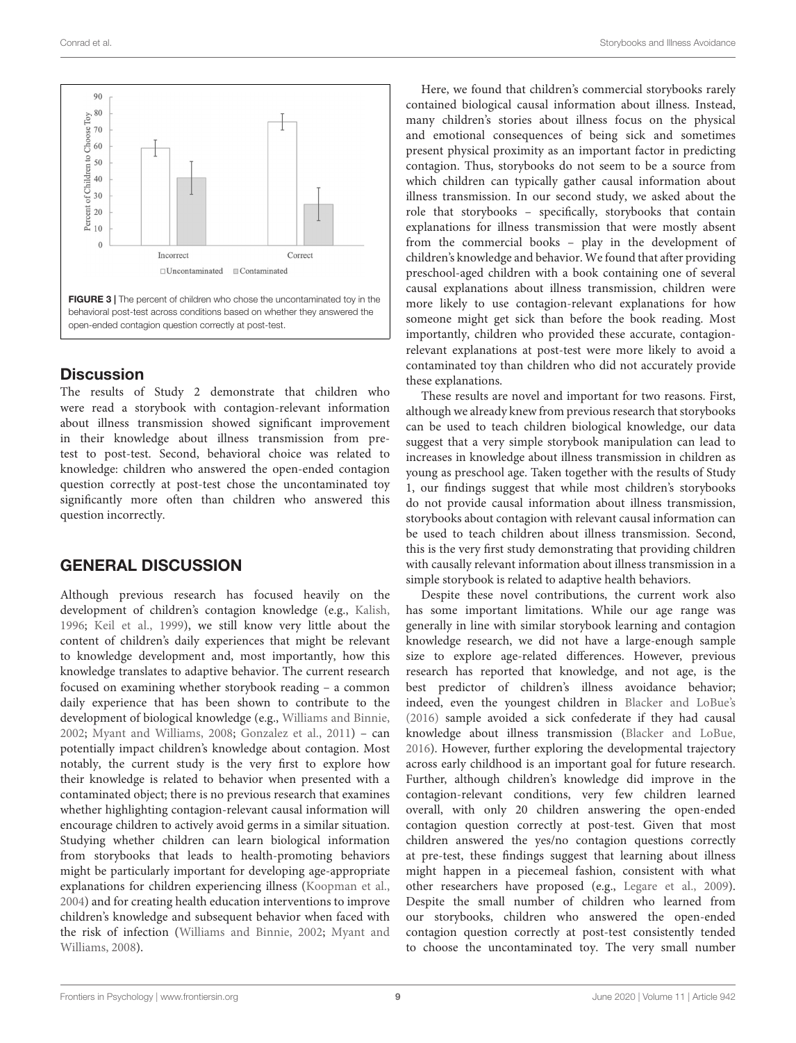FIGURE 3 | The percent of children who chose the uncontaminated toy in the behavioral post-test across conditions based on whether they answered the open-ended contagion question correctly at post-test.

## Discussion

The results of Study 2 demonstrate that children who were read a storybook with contagion-relevant information about illness transmission showed significant improvement in their knowledge about illness transmission from pre-test to post-test. Second, behavioral choice was related to knowledge: children who answered the open-ended contagion question correctly at post-test chose the uncontaminated toy significantly more often than children who answered this question incorrectly.

# GENERAL DISCUSSION

Although previous research has focused heavily on the development of children's contagion knowledge (e.g., Kalish, 1996; Keil et al., 1999), we still know very little about the content of children's daily experiences that might be relevant to knowledge development and, most importantly, how this knowledge translates to adaptive behavior. The current research focused on examining whether storybook reading – a common daily experience that has been shown to contribute to the development of biological knowledge (e.g., Williams and Binnie, 2002; Myant and Williams, 2008; Gonzalez et al., 2011) – can potentially impact children's knowledge about contagion. Most notably, the current study is the very first to explore how their knowledge is related to behavior when presented with a contaminated object; there is no previous research that examines whether highlighting contagion-relevant causal information will encourage children to actively avoid germs in a similar situation. Studying whether children can learn biological information from storybooks that leads to health-promoting behaviors might be particularly important for developing age-appropriate explanations for children experiencing illness (Koopman et al., 2004) and for creating health education interventions to improve children's knowledge and subsequent behavior when faced with the risk of infection (Williams and Binnie, 2002; Myant and Williams, 2008).

Here, we found that children's commercial storybooks rarely contained biological causal information about illness. Instead, many children's stories about illness focus on the physical and emotional consequences of being sick and sometimes present physical proximity as an important factor in predicting contagion. Thus, storybooks do not seem to be a source from which children can typically gather causal information about illness transmission. In our second study, we asked about the role that storybooks – specifically, storybooks that contain explanations for illness transmission that were mostly absent from the commercial books – play in the development of children's knowledge and behavior. We found that after providing preschool-aged children with a book containing one of several causal explanations about illness transmission, children were more likely to use contagion-relevant explanations for how someone might get sick than before the book reading. Most importantly, children who provided these accurate, contagion-relevant explanations at post-test were more likely to avoid a contaminated toy than children who did not accurately provide these explanations.

These results are novel and important for two reasons. First, although we already knew from previous research that storybooks can be used to teach children biological knowledge, our data suggest that a very simple storybook manipulation can lead to increases in knowledge about illness transmission in children as young as preschool age. Taken together with the results of Study 1, our findings suggest that while most children's storybooks do not provide causal information about illness transmission, storybooks about contagion with relevant causal information can be used to teach children about illness transmission. Second, this is the very first study demonstrating that providing children with causally relevant information about illness transmission in a simple storybook is related to adaptive health behaviors.

Despite these novel contributions, the current work also has some important limitations. While our age range was generally in line with similar storybook learning and contagion knowledge research, we did not have a large-enough sample size to explore age-related differences. However, previous research has reported that knowledge, and not age, is the best predictor of children's illness avoidance behavior; indeed, even the youngest children in Blacker and LoBue's (2016) sample avoided a sick confederate if they had causal knowledge about illness transmission (Blacker and LoBue, 2016). However, further exploring the developmental trajectory across early childhood is an important goal for future research. Further, although children's knowledge did improve in the contagion-relevant conditions, very few children learned overall, with only 20 children answering the open-ended contagion question correctly at post-test. Given that most children answered the yes/no contagion questions correctly at pre-test, these findings suggest that learning about illness might happen in a piecemeal fashion, consistent with what other researchers have proposed (e.g., Legare et al., 2009). Despite the small number of children who learned from our storybooks, children who answered the open-ended contagion question correctly at post-test consistently tended to choose the uncontaminated toy. The very small number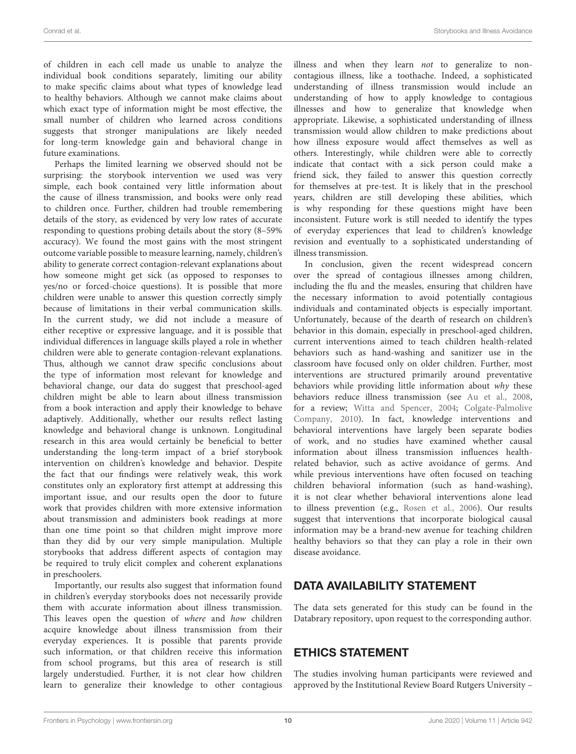of children in each cell made us unable to analyze the individual book conditions separately, limiting our ability to make specific claims about what types of knowledge lead to healthy behaviors. Although we cannot make claims about which exact type of information might be most effective, the small number of children who learned across conditions suggests that stronger manipulations are likely needed for long-term knowledge gain and behavioral change in future examinations.

Perhaps the limited learning we observed should not be surprising: the storybook intervention we used was very simple, each book contained very little information about the cause of illness transmission, and books were only read to children once. Further, children had trouble remembering details of the story, as evidenced by very low rates of accurate responding to questions probing details about the story (8–59% accuracy). We found the most gains with the most stringent outcome variable possible to measure learning, namely, children's ability to generate correct contagion-relevant explanations about how someone might get sick (as opposed to responses to yes/no or forced-choice questions). It is possible that more children were unable to answer this question correctly simply because of limitations in their verbal communication skills. In the current study, we did not include a measure of either receptive or expressive language, and it is possible that individual differences in language skills played a role in whether children were able to generate contagion-relevant explanations. Thus, although we cannot draw specific conclusions about the type of information most relevant for knowledge and behavioral change, our data do suggest that preschool-aged children might be able to learn about illness transmission from a book interaction and apply their knowledge to behave adaptively. Additionally, whether our results reflect lasting knowledge and behavioral change is unknown. Longitudinal research in this area would certainly be beneficial to better understanding the long-term impact of a brief storybook intervention on children's knowledge and behavior. Despite the fact that our findings were relatively weak, this work constitutes only an exploratory first attempt at addressing this important issue, and our results open the door to future work that provides children with more extensive information about transmission and administers book readings at more than one time point so that children might improve more than they did by our very simple manipulation. Multiple storybooks that address different aspects of contagion may be required to truly elicit complex and coherent explanations in preschoolers.

Importantly, our results also suggest that information found in children's everyday storybooks does not necessarily provide them with accurate information about illness transmission. This leaves open the question of *where* and *how* children acquire knowledge about illness transmission from their everyday experiences. It is possible that parents provide such information, or that children receive this information from school programs, but this area of research is still largely understudied. Further, it is not clear how children learn to generalize their knowledge to other contagious illness and when they learn *not* to generalize to non-contagious illness, like a toothache. Indeed, a sophisticated understanding of illness transmission would include an understanding of how to apply knowledge to contagious illnesses and how to generalize that knowledge when appropriate. Likewise, a sophisticated understanding of illness transmission would allow children to make predictions about how illness exposure would affect themselves as well as others. Interestingly, while children were able to correctly indicate that contact with a sick person could make a friend sick, they failed to answer this question correctly for themselves at pre-test. It is likely that in the preschool years, children are still developing these abilities, which is why responding for these questions might have been inconsistent. Future work is still needed to identify the types of everyday experiences that lead to children's knowledge revision and eventually to a sophisticated understanding of illness transmission.

In conclusion, given the recent widespread concern over the spread of contagious illnesses among children, including the flu and the measles, ensuring that children have the necessary information to avoid potentially contagious individuals and contaminated objects is especially important. Unfortunately, because of the dearth of research on children's behavior in this domain, especially in preschool-aged children, current interventions aimed to teach children health-related behaviors such as hand-washing and sanitizer use in the classroom have focused only on older children. Further, most interventions are structured primarily around preventative behaviors while providing little information about *why* these behaviors reduce illness transmission (see Au et al., 2008, for a review; Witta and Spencer, 2004; Colgate-Palmolive Company, 2010). In fact, knowledge interventions and behavioral interventions have largely been separate bodies of work, and no studies have examined whether causal information about illness transmission influences health-related behavior, such as active avoidance of germs. And while previous interventions have often focused on teaching children behavioral information (such as hand-washing), it is not clear whether behavioral interventions alone lead to illness prevention (e.g., Rosen et al., 2006). Our results suggest that interventions that incorporate biological causal information may be a brand-new avenue for teaching children healthy behaviors so that they can play a role in their own disease avoidance.

## DATA AVAILABILITY STATEMENT

The data sets generated for this study can be found in the Databrary repository, upon request to the corresponding author.

## ETHICS STATEMENT

The studies involving human participants were reviewed and approved by the Institutional Review Board Rutgers University –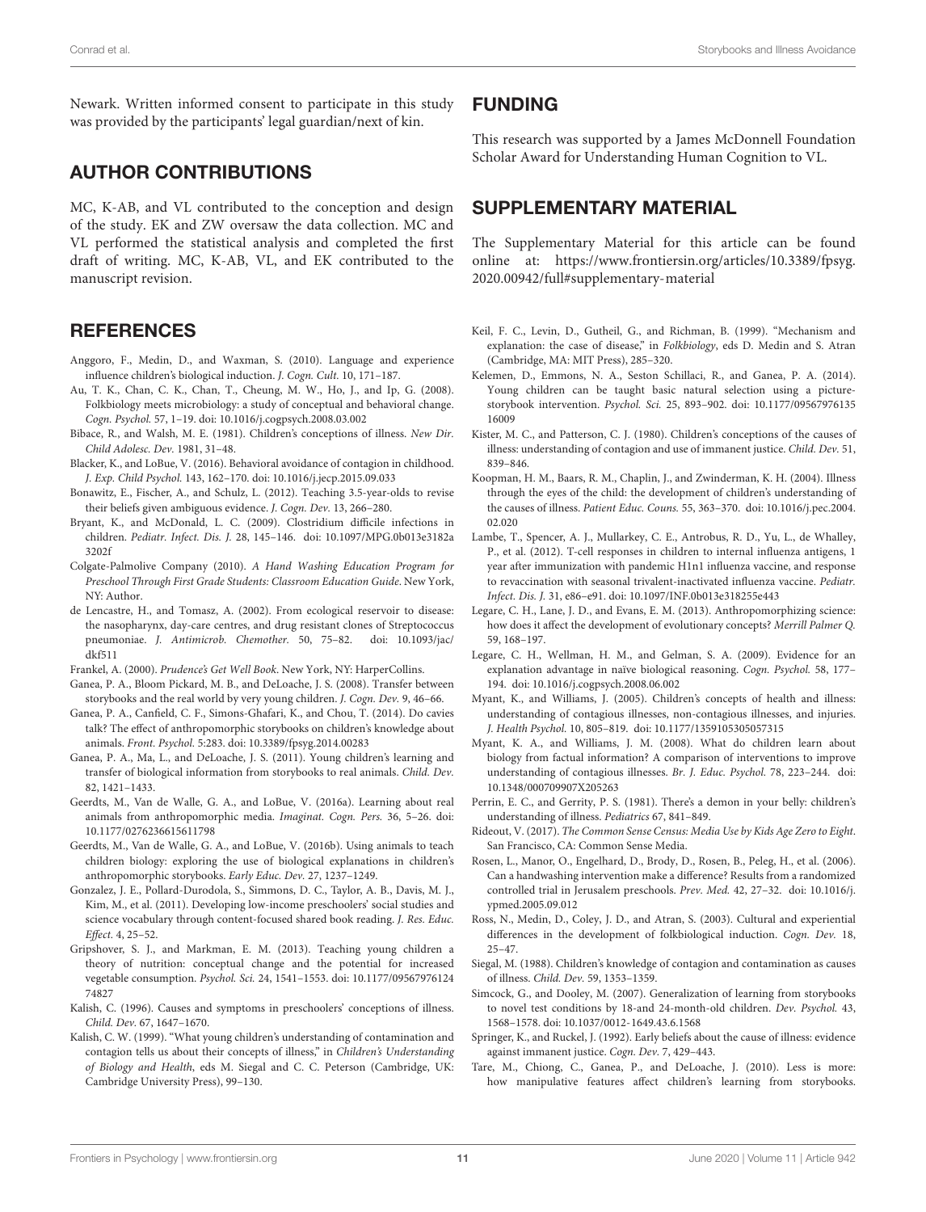Newark. Written informed consent to participate in this study was provided by the participants' legal guardian/next of kin.

## AUTHOR CONTRIBUTIONS

MC, K-AB, and VL contributed to the conception and design of the study. EK and ZW oversaw the data collection. MC and VL performed the statistical analysis and completed the first draft of writing. MC, K-AB, VL, and EK contributed to the manuscript revision.

## FUNDING

This research was supported by a James McDonnell Foundation Scholar Award for Understanding Human Cognition to VL.

## SUPPLEMENTARY MATERIAL

The Supplementary Material for this article can be found online at: https://www.frontiersin.org/articles/10.3389/fpsyg.2020.00942/full#supplementary-material

## REFERENCES

Anggoro, F., Medin, D., and Waxman, S. (2010). Language and experience influence children's biological induction. *J. Cogn. Cult.* 10, 171–187.

Au, T. K., Chan, C. K., Chan, T., Cheung, M. W., Ho, J., and Ip, G. (2008). Folkbiology meets microbiology: a study of conceptual and behavioral change. *Cogn. Psychol.* 57, 1–19. doi: 10.1016/j.cogpsych.2008.03.002

Bibace, R., and Walsh, M. E. (1981). Children's conceptions of illness. *New Dir. Child Adolesc. Dev.* 1981, 31–48.

Blacker, K., and LoBue, V. (2016). Behavioral avoidance of contagion in childhood. *J. Exp. Child Psychol.* 143, 162–170. doi: 10.1016/j.jecp.2015.09.033

Bonawitz, E., Fischer, A., and Schulz, L. (2012). Teaching 3.5-year-olds to revise their beliefs given ambiguous evidence. *J. Cogn. Dev.* 13, 266–280.

Bryant, K., and McDonald, L. C. (2009). Clostridium difficile infections in children. *Pediatr. Infect. Dis. J.* 28, 145–146. doi: 10.1097/MPG.0b013e3182a3202f

Colgate-Palmolive Company (2010). *A Hand Washing Education Program for Preschool Through First Grade Students: Classroom Education Guide*. New York, NY: Author.

de Lencastre, H., and Tomasz, A. (2002). From ecological reservoir to disease: the nasopharynx, day-care centres, and drug resistant clones of Streptococcus pneumoniae. *J. Antimicrob. Chemother.* 50, 75–82. doi: 10.1093/jac/dkf511

Frankel, A. (2000). *Prudence's Get Well Book*. New York, NY: HarperCollins.

Ganea, P. A., Bloom Pickard, M. B., and DeLoache, J. S. (2008). Transfer between storybooks and the real world by very young children. *J. Cogn. Dev.* 9, 46–66.

Ganea, P. A., Canfield, C. F., Simons-Ghafari, K., and Chou, T. (2014). Do cavies talk? The effect of anthropomorphic storybooks on children's knowledge about animals. *Front. Psychol.* 5:283. doi: 10.3389/fpsyg.2014.00283

Ganea, P. A., Ma, L., and DeLoache, J. S. (2011). Young children's learning and transfer of biological information from storybooks to real animals. *Child. Dev.* 82, 1421–1433.

Geerdts, M., Van de Walle, G. A., and LoBue, V. (2016a). Learning about real animals from anthropomorphic media. *Imaginat. Cogn. Pers.* 36, 5–26. doi: 10.1177/0276236615611798

Geerdts, M., Van de Walle, G. A., and LoBue, V. (2016b). Using animals to teach children biology: exploring the use of biological explanations in children's anthropomorphic storybooks. *Early Educ. Dev.* 27, 1237–1249.

Gonzalez, J. E., Pollard-Durodola, S., Simmons, D. C., Taylor, A. B., Davis, M. J., Kim, M., et al. (2011). Developing low-income preschoolers' social studies and science vocabulary through content-focused shared book reading. *J. Res. Educ. Effect.* 4, 25–52.

Gripshover, S. J., and Markman, E. M. (2013). Teaching young children a theory of nutrition: conceptual change and the potential for increased vegetable consumption. *Psychol. Sci.* 24, 1541–1553. doi: 10.1177/0956797612474827

Kalish, C. (1996). Causes and symptoms in preschoolers' conceptions of illness. *Child. Dev.* 67, 1647–1670.

Kalish, C. W. (1999). "What young children's understanding of contamination and contagion tells us about their concepts of illness," in *Children's Understanding of Biology and Health*, eds M. Siegal and C. C. Peterson (Cambridge, UK: Cambridge University Press), 99–130.

Keil, F. C., Levin, D., Gutheil, G., and Richman, B. (1999). "Mechanism and explanation: the case of disease," in *Folkbiology*, eds D. Medin and S. Atran (Cambridge, MA: MIT Press), 285–320.

Kelemen, D., Emmons, N. A., Seston Schillaci, R., and Ganea, P. A. (2014). Young children can be taught basic natural selection using a picture-storybook intervention. *Psychol. Sci.* 25, 893–902. doi: 10.1177/0956797613516009

Kister, M. C., and Patterson, C. J. (1980). Children's conceptions of the causes of illness: understanding of contagion and use of immanent justice. *Child. Dev.* 51, 839–846.

Koopman, H. M., Baars, R. M., Chaplin, J., and Zwinderman, K. H. (2004). Illness through the eyes of the child: the development of children's understanding of the causes of illness. *Patient Educ. Couns.* 55, 363–370. doi: 10.1016/j.pec.2004.02.020

Lambe, T., Spencer, A. J., Mullarkey, C. E., Antrobus, R. D., Yu, L., de Whalley, P., et al. (2012). T-cell responses in children to internal influenza antigens, 1 year after immunization with pandemic H1n1 influenza vaccine, and response to revaccination with seasonal trivalent-inactivated influenza vaccine. *Pediatr. Infect. Dis. J.* 31, e86–e91. doi: 10.1097/INF.0b013e318255e443

Legare, C. H., Lane, J. D., and Evans, E. M. (2013). Anthropomorphizing science: how does it affect the development of evolutionary concepts? *Merrill Palmer Q.* 59, 168–197.

Legare, C. H., Wellman, H. M., and Gelman, S. A. (2009). Evidence for an explanation advantage in naïve biological reasoning. *Cogn. Psychol.* 58, 177–194. doi: 10.1016/j.cogpsych.2008.06.002

Myant, K., and Williams, J. (2005). Children's concepts of health and illness: understanding of contagious illnesses, non-contagious illnesses, and injuries. *J. Health Psychol.* 10, 805–819. doi: 10.1177/1359105305057315

Myant, K. A., and Williams, J. M. (2008). What do children learn about biology from factual information? A comparison of interventions to improve understanding of contagious illnesses. *Br. J. Educ. Psychol.* 78, 223–244. doi: 10.1348/000709907X205263

Perrin, E. C., and Gerrity, P. S. (1981). There's a demon in your belly: children's understanding of illness. *Pediatrics* 67, 841–849.

Rideout, V. (2017). *The Common Sense Census: Media Use by Kids Age Zero to Eight*. San Francisco, CA: Common Sense Media.

Rosen, L., Manor, O., Engelhard, D., Brody, D., Rosen, B., Peleg, H., et al. (2006). Can a handwashing intervention make a difference? Results from a randomized controlled trial in Jerusalem preschools. *Prev. Med.* 42, 27–32. doi: 10.1016/j.ypmed.2005.09.012

Ross, N., Medin, D., Coley, J. D., and Atran, S. (2003). Cultural and experiential differences in the development of folkbiological induction. *Cogn. Dev.* 18, 25–47.

Siegal, M. (1988). Children's knowledge of contagion and contamination as causes of illness. *Child. Dev.* 59, 1353–1359.

Simcock, G., and Dooley, M. (2007). Generalization of learning from storybooks to novel test conditions by 18-and 24-month-old children. *Dev. Psychol.* 43, 1568–1578. doi: 10.1037/0012-1649.43.6.1568

Springer, K., and Ruckel, J. (1992). Early beliefs about the cause of illness: evidence against immanent justice. *Cogn. Dev.* 7, 429–443.

Tare, M., Chiong, C., Ganea, P., and DeLoache, J. (2010). Less is more: how manipulative features affect children's learning from storybooks.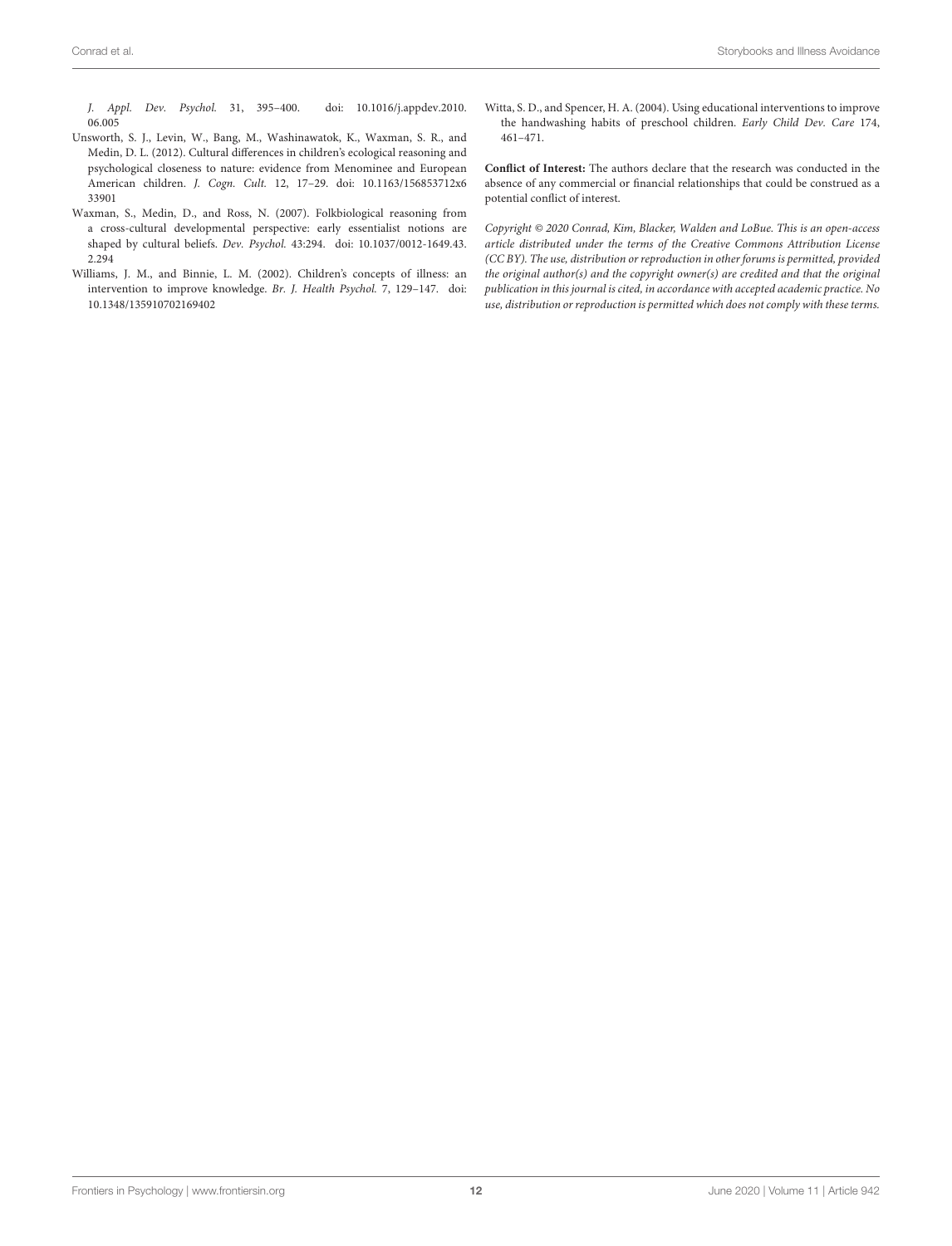*J. Appl. Dev. Psychol.* 31, 395–400. doi: 10.1016/j.appdev.2010.06.005

Unsworth, S. J., Levin, W., Bang, M., Washinawatok, K., Waxman, S. R., and Medin, D. L. (2012). Cultural differences in children's ecological reasoning and psychological closeness to nature: evidence from Menominee and European American children. *J. Cogn. Cult.* 12, 17–29. doi: 10.1163/156853712x633901

Waxman, S., Medin, D., and Ross, N. (2007). Folkbiological reasoning from a cross-cultural developmental perspective: early essentialist notions are shaped by cultural beliefs. *Dev. Psychol.* 43:294. doi: 10.1037/0012-1649.43.2.294

Williams, J. M., and Binnie, L. M. (2002). Children's concepts of illness: an intervention to improve knowledge. *Br. J. Health Psychol.* 7, 129–147. doi: 10.1348/135910702169402

Witta, S. D., and Spencer, H. A. (2004). Using educational interventions to improve the handwashing habits of preschool children. *Early Child Dev. Care* 174, 461–471.

**Conflict of Interest:** The authors declare that the research was conducted in the absence of any commercial or financial relationships that could be construed as a potential conflict of interest.

*Copyright © 2020 Conrad, Kim, Blacker, Walden and LoBue. This is an open-access article distributed under the terms of the Creative Commons Attribution License (CC BY). The use, distribution or reproduction in other forums is permitted, provided the original author(s) and the copyright owner(s) are credited and that the original publication in this journal is cited, in accordance with accepted academic practice. No use, distribution or reproduction is permitted which does not comply with these terms.*